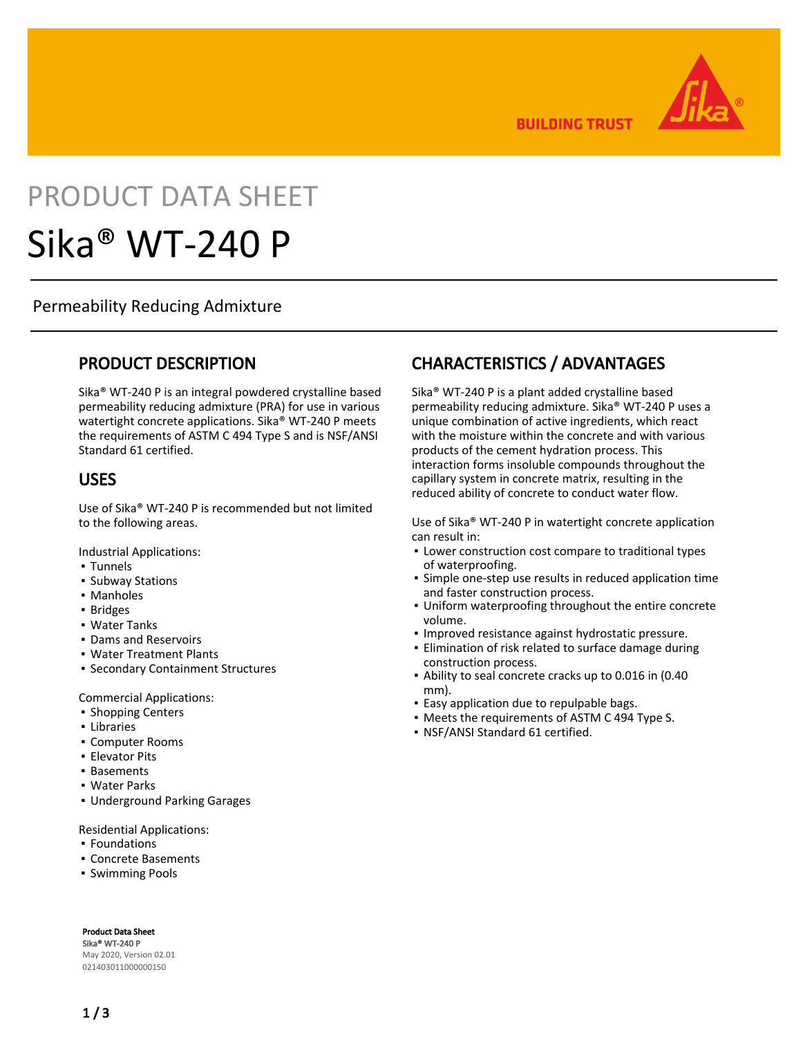# PRODUCT DATA SHEET

# Sika® WT-240 P

Permeability Reducing Admixture

## PRODUCT DESCRIPTION

Sika® WT-240 P is an integral powdered crystalline based permeability reducing admixture (PRA) for use in various watertight concrete applications. Sika® WT-240 P meets the requirements of ASTM C 494 Type S and is NSF/ANSI Standard 61 certified.

## USES

Use of Sika® WT-240 P is recommended but not limited to the following areas.

Industrial Applications:
- Tunnels
- Subway Stations
- Manholes
- Bridges
- Water Tanks
- Dams and Reservoirs
- Water Treatment Plants
- Secondary Containment Structures

Commercial Applications:
- Shopping Centers
- Libraries
- Computer Rooms
- Elevator Pits
- Basements
- Water Parks
- Underground Parking Garages

Residential Applications:
- Foundations
- Concrete Basements
- Swimming Pools

## CHARACTERISTICS / ADVANTAGES

Sika® WT-240 P is a plant added crystalline based permeability reducing admixture. Sika® WT-240 P uses a unique combination of active ingredients, which react with the moisture within the concrete and with various products of the cement hydration process. This interaction forms insoluble compounds throughout the capillary system in concrete matrix, resulting in the reduced ability of concrete to conduct water flow.

Use of Sika® WT-240 P in watertight concrete application can result in:
- Lower construction cost compare to traditional types of waterproofing.
- Simple one-step use results in reduced application time and faster construction process.
- Uniform waterproofing throughout the entire concrete volume.
- Improved resistance against hydrostatic pressure.
- Elimination of risk related to surface damage during construction process.
- Ability to seal concrete cracks up to 0.016 in (0.40 mm).
- Easy application due to repulpable bags.
- Meets the requirements of ASTM C 494 Type S.
- NSF/ANSI Standard 61 certified.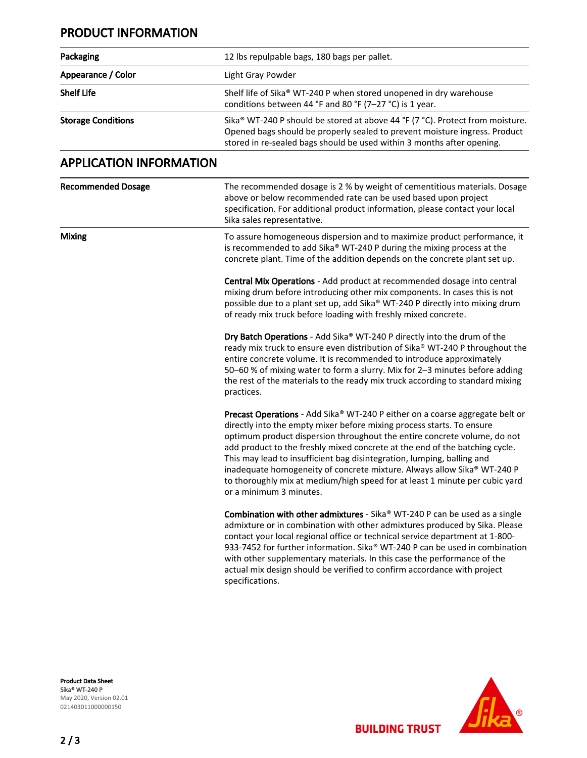## PRODUCT INFORMATION

| | |
|---|---|
| **Packaging** | 12 lbs repulpable bags, 180 bags per pallet. |
| **Appearance / Color** | Light Gray Powder |
| **Shelf Life** | Shelf life of Sika® WT-240 P when stored unopened in dry warehouse conditions between 44 °F and 80 °F (7–27 °C) is 1 year. |
| **Storage Conditions** | Sika® WT-240 P should be stored at above 44 °F (7 °C). Protect from moisture. Opened bags should be properly sealed to prevent moisture ingress. Product stored in re-sealed bags should be used within 3 months after opening. |

## APPLICATION INFORMATION

| | |
|---|---|
| **Recommended Dosage** | The recommended dosage is 2 % by weight of cementitious materials. Dosage above or below recommended rate can be used based upon project specification. For additional product information, please contact your local Sika sales representative. |
| **Mixing** | To assure homogeneous dispersion and to maximize product performance, it is recommended to add Sika® WT-240 P during the mixing process at the concrete plant. Time of the addition depends on the concrete plant set up.<br><br>**Central Mix Operations** - Add product at recommended dosage into central mixing drum before introducing other mix components. In cases this is not possible due to a plant set up, add Sika® WT-240 P directly into mixing drum of ready mix truck before loading with freshly mixed concrete.<br><br>**Dry Batch Operations** - Add Sika® WT-240 P directly into the drum of the ready mix truck to ensure even distribution of Sika® WT-240 P throughout the entire concrete volume. It is recommended to introduce approximately 50–60 % of mixing water to form a slurry. Mix for 2–3 minutes before adding the rest of the materials to the ready mix truck according to standard mixing practices.<br><br>**Precast Operations** - Add Sika® WT-240 P either on a coarse aggregate belt or directly into the empty mixer before mixing process starts. To ensure optimum product dispersion throughout the entire concrete volume, do not add product to the freshly mixed concrete at the end of the batching cycle. This may lead to insufficient bag disintegration, lumping, balling and inadequate homogeneity of concrete mixture. Always allow Sika® WT-240 P to thoroughly mix at medium/high speed for at least 1 minute per cubic yard or a minimum 3 minutes.<br><br>**Combination with other admixtures** - Sika® WT-240 P can be used as a single admixture or in combination with other admixtures produced by Sika. Please contact your local regional office or technical service department at 1-800-933-7452 for further information. Sika® WT-240 P can be used in combination with other supplementary materials. In this case the performance of the actual mix design should be verified to confirm accordance with project specifications. |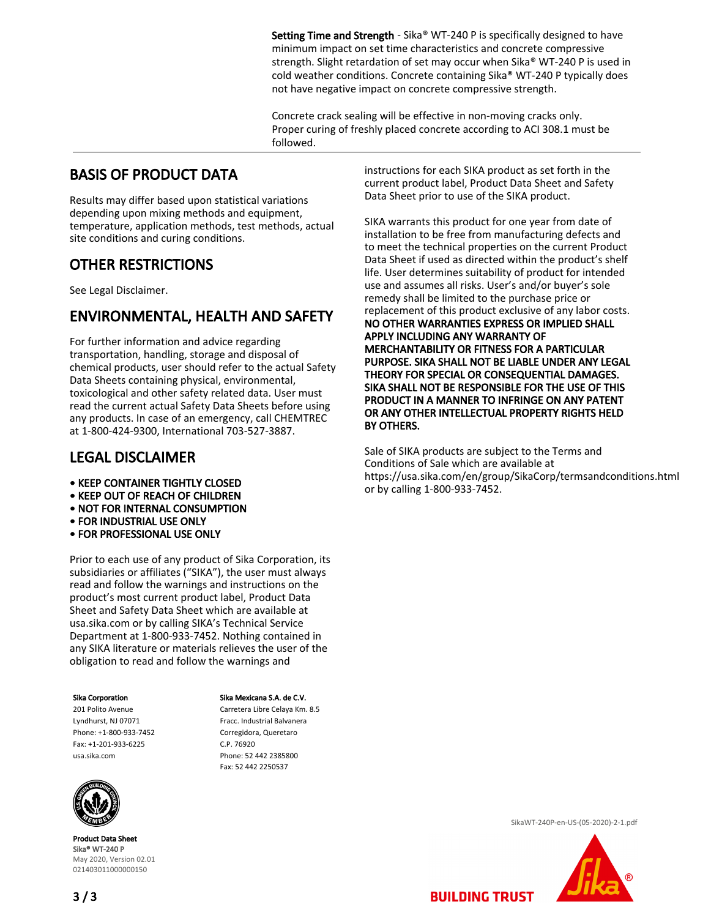**Setting Time and Strength** - Sika® WT-240 P is specifically designed to have minimum impact on set time characteristics and concrete compressive strength. Slight retardation of set may occur when Sika® WT-240 P is used in cold weather conditions. Concrete containing Sika® WT-240 P typically does not have negative impact on concrete compressive strength.

Concrete crack sealing will be effective in non-moving cracks only. Proper curing of freshly placed concrete according to ACI 308.1 must be followed.

## BASIS OF PRODUCT DATA

Results may differ based upon statistical variations depending upon mixing methods and equipment, temperature, application methods, test methods, actual site conditions and curing conditions.

## OTHER RESTRICTIONS

See Legal Disclaimer.

## ENVIRONMENTAL, HEALTH AND SAFETY

For further information and advice regarding transportation, handling, storage and disposal of chemical products, user should refer to the actual Safety Data Sheets containing physical, environmental, toxicological and other safety related data. User must read the current actual Safety Data Sheets before using any products. In case of an emergency, call CHEMTREC at 1-800-424-9300, International 703-527-3887.

## LEGAL DISCLAIMER

- **KEEP CONTAINER TIGHTLY CLOSED**
- **KEEP OUT OF REACH OF CHILDREN**
- **NOT FOR INTERNAL CONSUMPTION**
- **FOR INDUSTRIAL USE ONLY**
- **FOR PROFESSIONAL USE ONLY**

Prior to each use of any product of Sika Corporation, its subsidiaries or affiliates ("SIKA"), the user must always read and follow the warnings and instructions on the product's most current product label, Product Data Sheet and Safety Data Sheet which are available at usa.sika.com or by calling SIKA's Technical Service Department at 1-800-933-7452. Nothing contained in any SIKA literature or materials relieves the user of the obligation to read and follow the warnings and instructions for each SIKA product as set forth in the current product label, Product Data Sheet and Safety Data Sheet prior to use of the SIKA product.

SIKA warrants this product for one year from date of installation to be free from manufacturing defects and to meet the technical properties on the current Product Data Sheet if used as directed within the product's shelf life. User determines suitability of product for intended use and assumes all risks. User's and/or buyer's sole remedy shall be limited to the purchase price or replacement of this product exclusive of any labor costs. **NO OTHER WARRANTIES EXPRESS OR IMPLIED SHALL APPLY INCLUDING ANY WARRANTY OF MERCHANTABILITY OR FITNESS FOR A PARTICULAR PURPOSE. SIKA SHALL NOT BE LIABLE UNDER ANY LEGAL THEORY FOR SPECIAL OR CONSEQUENTIAL DAMAGES. SIKA SHALL NOT BE RESPONSIBLE FOR THE USE OF THIS PRODUCT IN A MANNER TO INFRINGE ON ANY PATENT OR ANY OTHER INTELLECTUAL PROPERTY RIGHTS HELD BY OTHERS.**

Sale of SIKA products are subject to the Terms and Conditions of Sale which are available at https://usa.sika.com/en/group/SikaCorp/termsandconditions.html or by calling 1-800-933-7452.

**Sika Corporation**
201 Polito Avenue
Lyndhurst, NJ 07071
Phone: +1-800-933-7452
Fax: +1-201-933-6225
usa.sika.com

**Sika Mexicana S.A. de C.V.**
Carretera Libre Celaya Km. 8.5
Fracc. Industrial Balvanera
Corregidora, Queretaro
C.P. 76920
Phone: 52 442 2385800
Fax: 52 442 2250537

**Product Data Sheet**
**Sika® WT-240 P**
May 2020, Version 02.01
021403011000000150

SikaWT-240P-en-US-(05-2020)-2-1.pdf

BUILDING TRUST